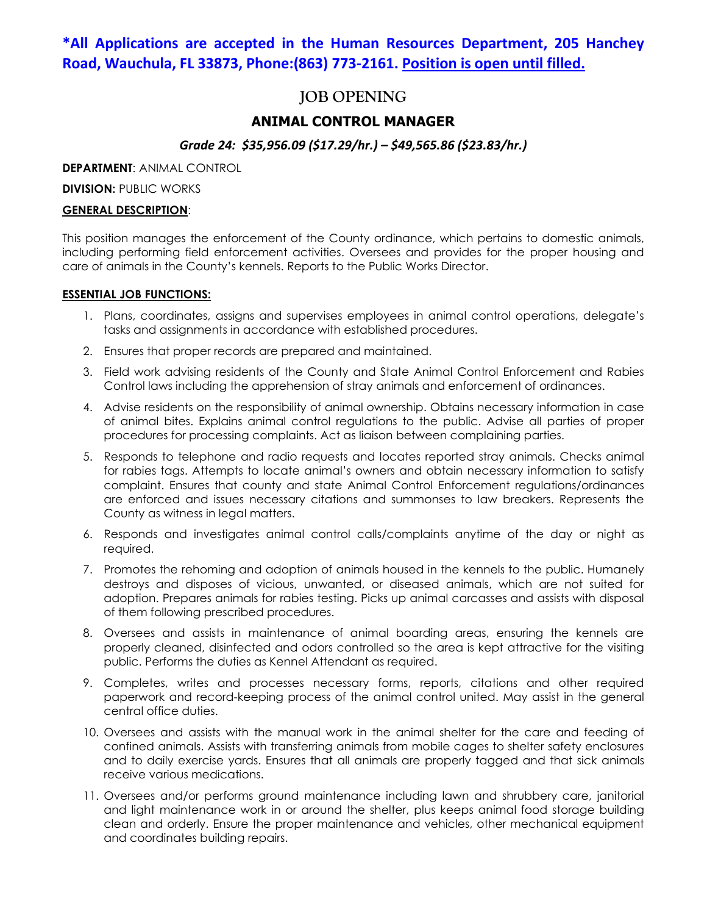**\*All Applications are accepted in the Human Resources Department, 205 Hanchey Road, Wauchula, FL 33873, Phone:(863) 773-2161. Position is open until filled.**

# JOB OPENING

## ANIMAL CONTROL MANAGER

***Grade 24: $35,956.09 ($17.29/hr.) – $49,565.86 ($23.83/hr.)***

**DEPARTMENT**: ANIMAL CONTROL

**DIVISION:** PUBLIC WORKS

**GENERAL DESCRIPTION**:

This position manages the enforcement of the County ordinance, which pertains to domestic animals, including performing field enforcement activities. Oversees and provides for the proper housing and care of animals in the County's kennels. Reports to the Public Works Director.

**ESSENTIAL JOB FUNCTIONS:**

1. Plans, coordinates, assigns and supervises employees in animal control operations, delegate's tasks and assignments in accordance with established procedures.
2. Ensures that proper records are prepared and maintained.
3. Field work advising residents of the County and State Animal Control Enforcement and Rabies Control laws including the apprehension of stray animals and enforcement of ordinances.
4. Advise residents on the responsibility of animal ownership. Obtains necessary information in case of animal bites. Explains animal control regulations to the public. Advise all parties of proper procedures for processing complaints. Act as liaison between complaining parties.
5. Responds to telephone and radio requests and locates reported stray animals. Checks animal for rabies tags. Attempts to locate animal's owners and obtain necessary information to satisfy complaint. Ensures that county and state Animal Control Enforcement regulations/ordinances are enforced and issues necessary citations and summonses to law breakers. Represents the County as witness in legal matters.
6. Responds and investigates animal control calls/complaints anytime of the day or night as required.
7. Promotes the rehoming and adoption of animals housed in the kennels to the public. Humanely destroys and disposes of vicious, unwanted, or diseased animals, which are not suited for adoption. Prepares animals for rabies testing. Picks up animal carcasses and assists with disposal of them following prescribed procedures.
8. Oversees and assists in maintenance of animal boarding areas, ensuring the kennels are properly cleaned, disinfected and odors controlled so the area is kept attractive for the visiting public. Performs the duties as Kennel Attendant as required.
9. Completes, writes and processes necessary forms, reports, citations and other required paperwork and record-keeping process of the animal control united. May assist in the general central office duties.
10. Oversees and assists with the manual work in the animal shelter for the care and feeding of confined animals. Assists with transferring animals from mobile cages to shelter safety enclosures and to daily exercise yards. Ensures that all animals are properly tagged and that sick animals receive various medications.
11. Oversees and/or performs ground maintenance including lawn and shrubbery care, janitorial and light maintenance work in or around the shelter, plus keeps animal food storage building clean and orderly. Ensure the proper maintenance and vehicles, other mechanical equipment and coordinates building repairs.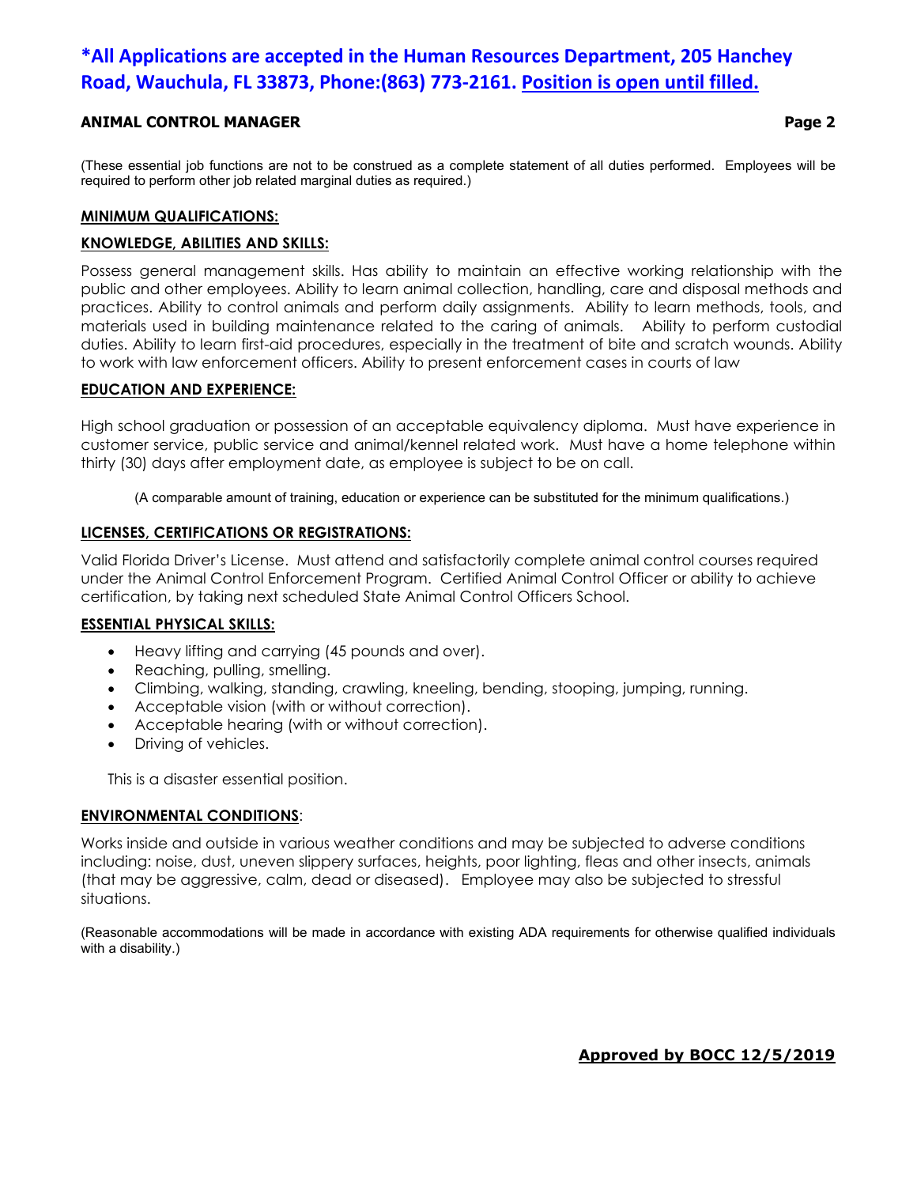**\*All Applications are accepted in the Human Resources Department, 205 Hanchey Road, Wauchula, FL 33873, Phone:(863) 773-2161. Position is open until filled.**

**ANIMAL CONTROL MANAGER**

(These essential job functions are not to be construed as a complete statement of all duties performed. Employees will be required to perform other job related marginal duties as required.)

## MINIMUM QUALIFICATIONS:

### KNOWLEDGE, ABILITIES AND SKILLS:

Possess general management skills. Has ability to maintain an effective working relationship with the public and other employees. Ability to learn animal collection, handling, care and disposal methods and practices. Ability to control animals and perform daily assignments. Ability to learn methods, tools, and materials used in building maintenance related to the caring of animals. Ability to perform custodial duties. Ability to learn first-aid procedures, especially in the treatment of bite and scratch wounds. Ability to work with law enforcement officers. Ability to present enforcement cases in courts of law

### EDUCATION AND EXPERIENCE:

High school graduation or possession of an acceptable equivalency diploma. Must have experience in customer service, public service and animal/kennel related work. Must have a home telephone within thirty (30) days after employment date, as employee is subject to be on call.

(A comparable amount of training, education or experience can be substituted for the minimum qualifications.)

### LICENSES, CERTIFICATIONS OR REGISTRATIONS:

Valid Florida Driver's License. Must attend and satisfactorily complete animal control courses required under the Animal Control Enforcement Program. Certified Animal Control Officer or ability to achieve certification, by taking next scheduled State Animal Control Officers School.

### ESSENTIAL PHYSICAL SKILLS:

- Heavy lifting and carrying (45 pounds and over).
- Reaching, pulling, smelling.
- Climbing, walking, standing, crawling, kneeling, bending, stooping, jumping, running.
- Acceptable vision (with or without correction).
- Acceptable hearing (with or without correction).
- Driving of vehicles.

This is a disaster essential position.

### ENVIRONMENTAL CONDITIONS:

Works inside and outside in various weather conditions and may be subjected to adverse conditions including: noise, dust, uneven slippery surfaces, heights, poor lighting, fleas and other insects, animals (that may be aggressive, calm, dead or diseased). Employee may also be subjected to stressful situations.

(Reasonable accommodations will be made in accordance with existing ADA requirements for otherwise qualified individuals with a disability.)

**Approved by BOCC 12/5/2019**